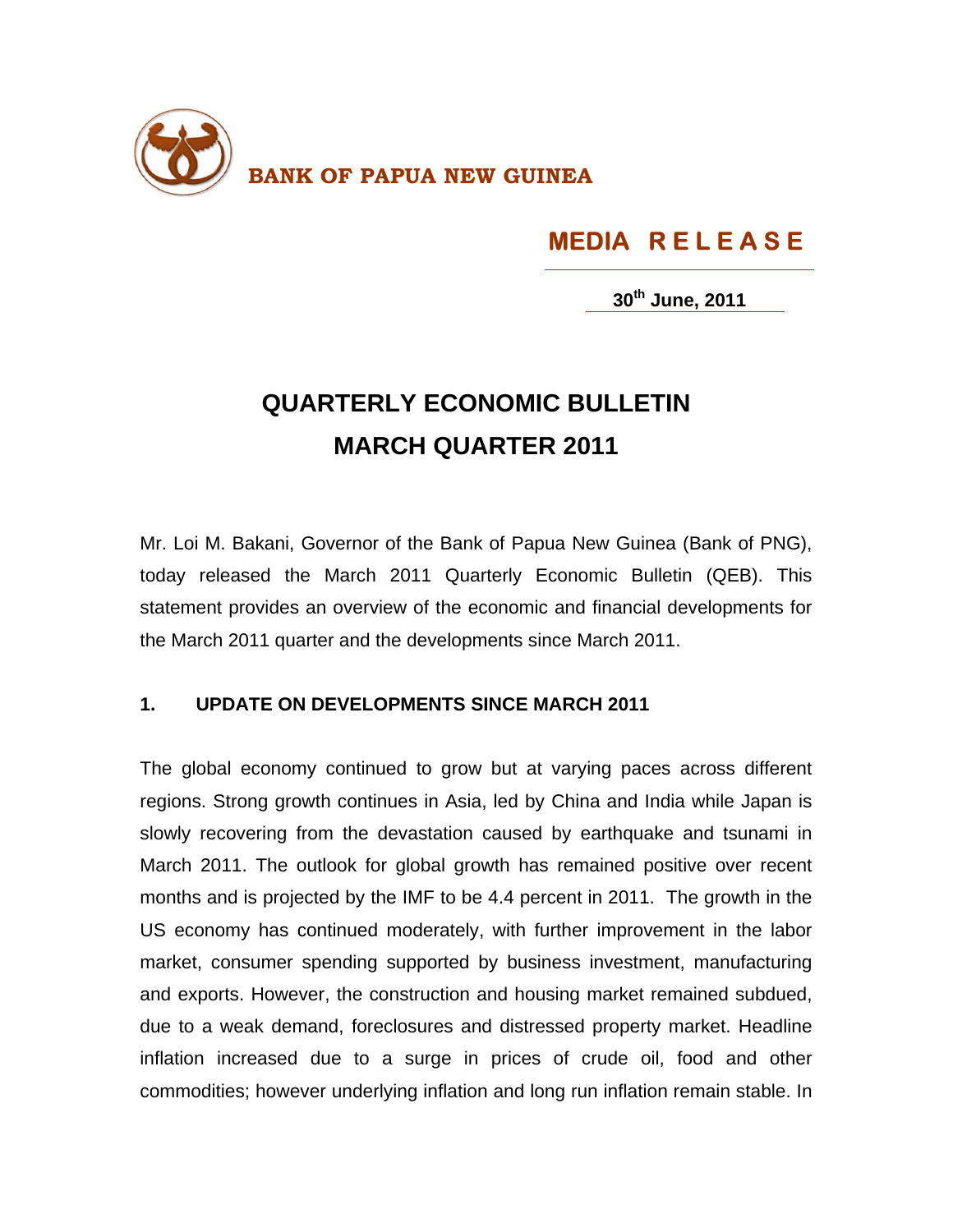**BANK OF PAPUA NEW GUINEA**

**MEDIA RELEASE**

**30th June, 2011**

# QUARTERLY ECONOMIC BULLETIN
# MARCH QUARTER 2011

Mr. Loi M. Bakani, Governor of the Bank of Papua New Guinea (Bank of PNG), today released the March 2011 Quarterly Economic Bulletin (QEB). This statement provides an overview of the economic and financial developments for the March 2011 quarter and the developments since March 2011.

## 1. UPDATE ON DEVELOPMENTS SINCE MARCH 2011

The global economy continued to grow but at varying paces across different regions. Strong growth continues in Asia, led by China and India while Japan is slowly recovering from the devastation caused by earthquake and tsunami in March 2011. The outlook for global growth has remained positive over recent months and is projected by the IMF to be 4.4 percent in 2011. The growth in the US economy has continued moderately, with further improvement in the labor market, consumer spending supported by business investment, manufacturing and exports. However, the construction and housing market remained subdued, due to a weak demand, foreclosures and distressed property market. Headline inflation increased due to a surge in prices of crude oil, food and other commodities; however underlying inflation and long run inflation remain stable. In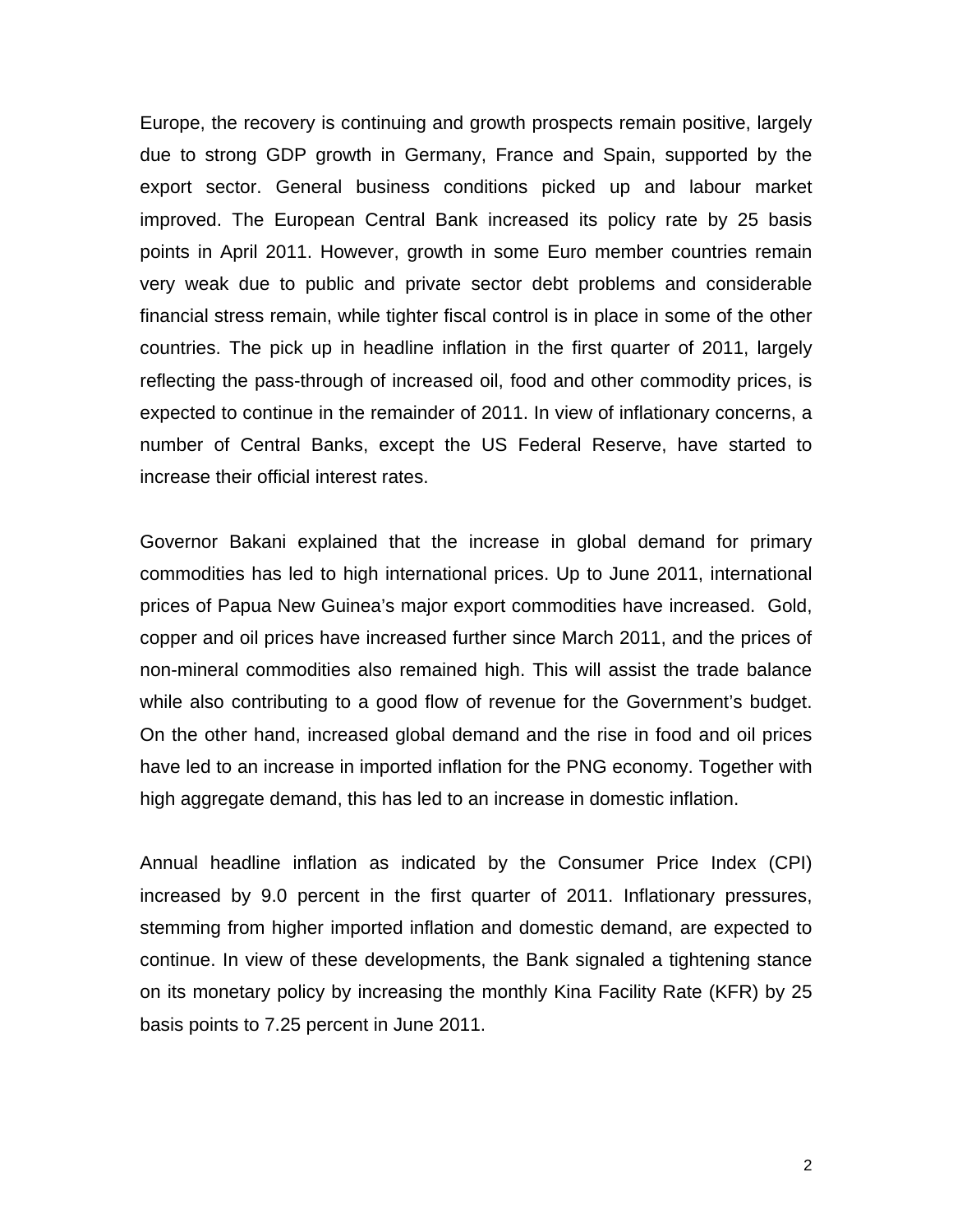Europe, the recovery is continuing and growth prospects remain positive, largely due to strong GDP growth in Germany, France and Spain, supported by the export sector. General business conditions picked up and labour market improved. The European Central Bank increased its policy rate by 25 basis points in April 2011. However, growth in some Euro member countries remain very weak due to public and private sector debt problems and considerable financial stress remain, while tighter fiscal control is in place in some of the other countries. The pick up in headline inflation in the first quarter of 2011, largely reflecting the pass-through of increased oil, food and other commodity prices, is expected to continue in the remainder of 2011. In view of inflationary concerns, a number of Central Banks, except the US Federal Reserve, have started to increase their official interest rates.

Governor Bakani explained that the increase in global demand for primary commodities has led to high international prices. Up to June 2011, international prices of Papua New Guinea's major export commodities have increased. Gold, copper and oil prices have increased further since March 2011, and the prices of non-mineral commodities also remained high. This will assist the trade balance while also contributing to a good flow of revenue for the Government's budget. On the other hand, increased global demand and the rise in food and oil prices have led to an increase in imported inflation for the PNG economy. Together with high aggregate demand, this has led to an increase in domestic inflation.

Annual headline inflation as indicated by the Consumer Price Index (CPI) increased by 9.0 percent in the first quarter of 2011. Inflationary pressures, stemming from higher imported inflation and domestic demand, are expected to continue. In view of these developments, the Bank signaled a tightening stance on its monetary policy by increasing the monthly Kina Facility Rate (KFR) by 25 basis points to 7.25 percent in June 2011.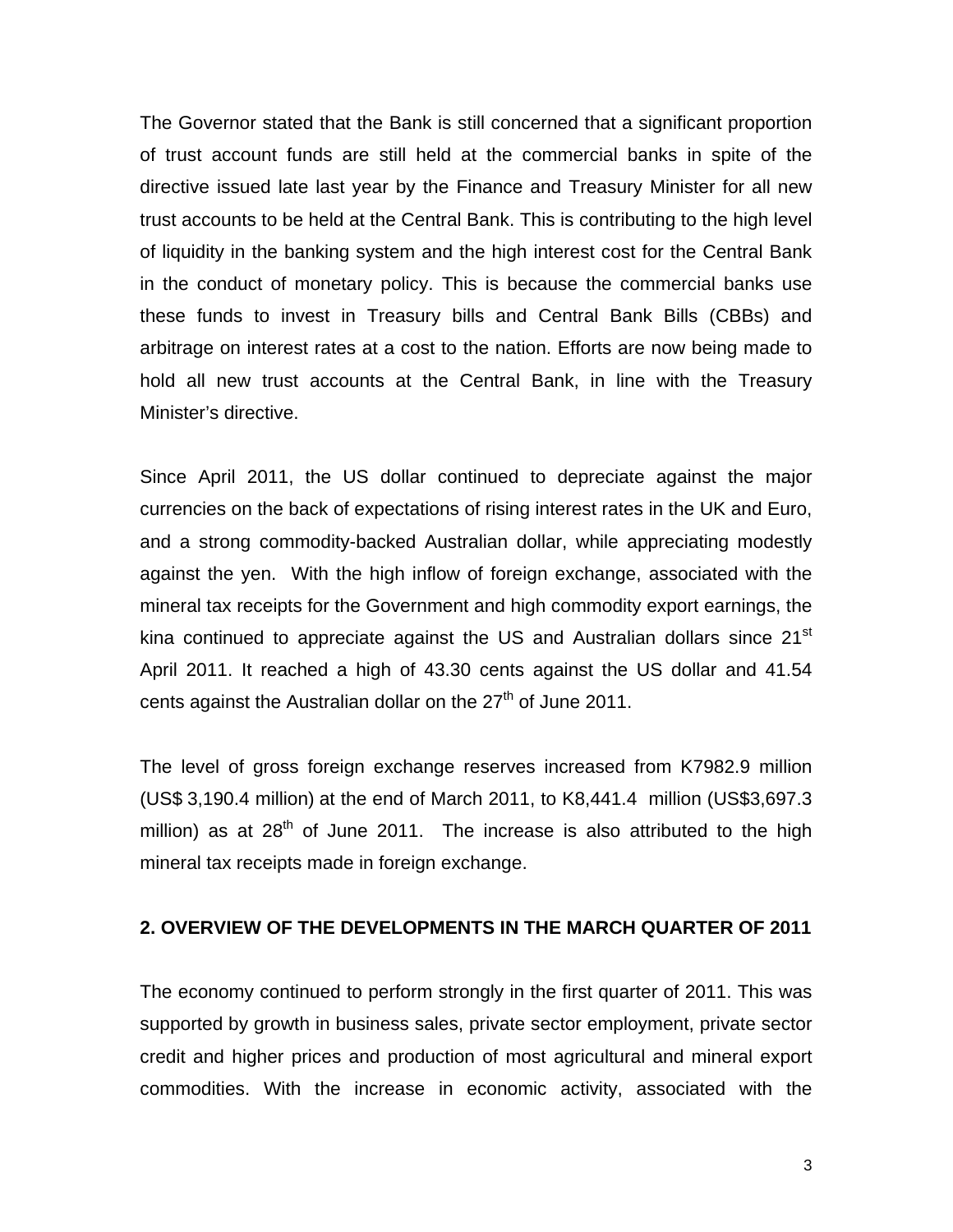The Governor stated that the Bank is still concerned that a significant proportion of trust account funds are still held at the commercial banks in spite of the directive issued late last year by the Finance and Treasury Minister for all new trust accounts to be held at the Central Bank. This is contributing to the high level of liquidity in the banking system and the high interest cost for the Central Bank in the conduct of monetary policy. This is because the commercial banks use these funds to invest in Treasury bills and Central Bank Bills (CBBs) and arbitrage on interest rates at a cost to the nation. Efforts are now being made to hold all new trust accounts at the Central Bank, in line with the Treasury Minister's directive.

Since April 2011, the US dollar continued to depreciate against the major currencies on the back of expectations of rising interest rates in the UK and Euro, and a strong commodity-backed Australian dollar, while appreciating modestly against the yen. With the high inflow of foreign exchange, associated with the mineral tax receipts for the Government and high commodity export earnings, the kina continued to appreciate against the US and Australian dollars since 21st April 2011. It reached a high of 43.30 cents against the US dollar and 41.54 cents against the Australian dollar on the 27th of June 2011.

The level of gross foreign exchange reserves increased from K7982.9 million (US$ 3,190.4 million) at the end of March 2011, to K8,441.4 million (US$3,697.3 million) as at 28th of June 2011. The increase is also attributed to the high mineral tax receipts made in foreign exchange.

## 2. OVERVIEW OF THE DEVELOPMENTS IN THE MARCH QUARTER OF 2011

The economy continued to perform strongly in the first quarter of 2011. This was supported by growth in business sales, private sector employment, private sector credit and higher prices and production of most agricultural and mineral export commodities. With the increase in economic activity, associated with the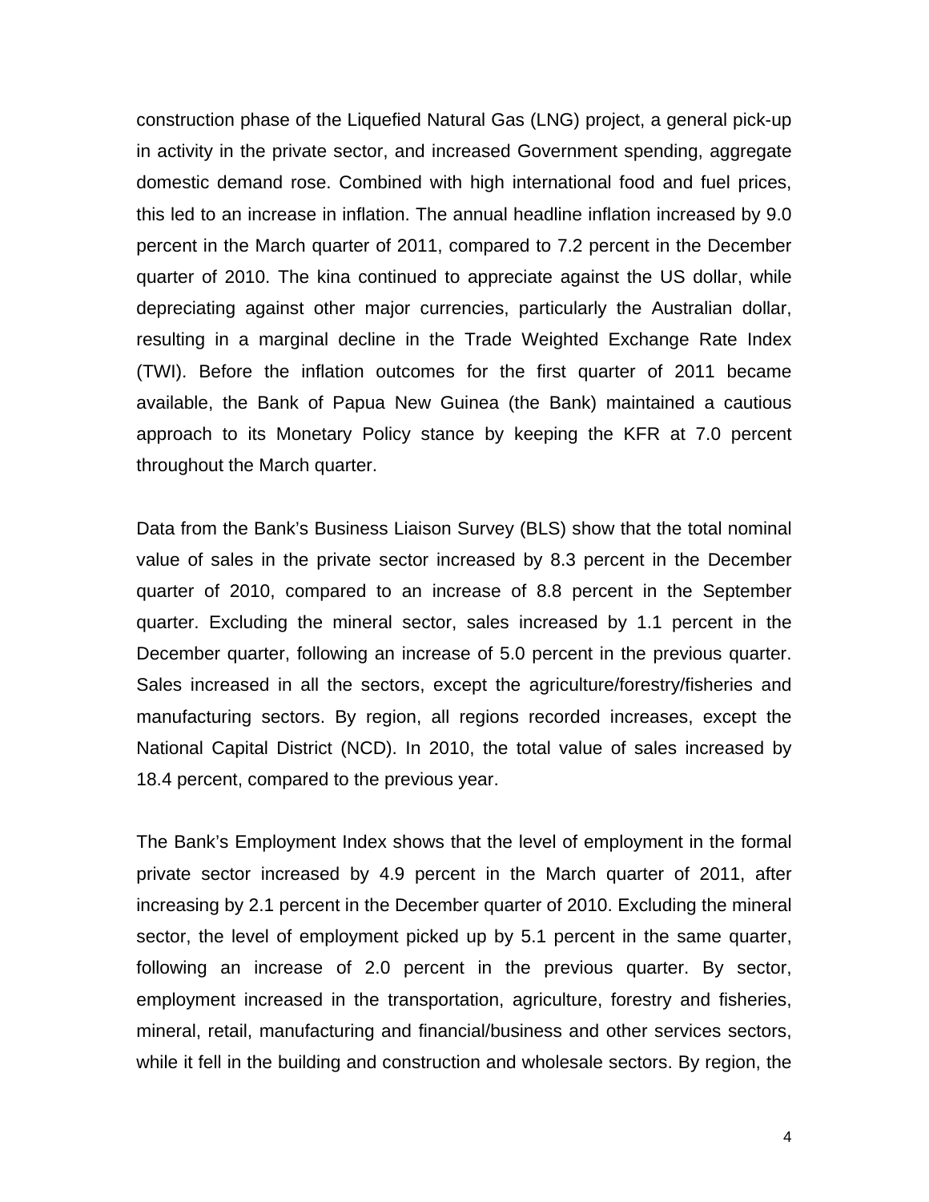construction phase of the Liquefied Natural Gas (LNG) project, a general pick-up in activity in the private sector, and increased Government spending, aggregate domestic demand rose. Combined with high international food and fuel prices, this led to an increase in inflation. The annual headline inflation increased by 9.0 percent in the March quarter of 2011, compared to 7.2 percent in the December quarter of 2010. The kina continued to appreciate against the US dollar, while depreciating against other major currencies, particularly the Australian dollar, resulting in a marginal decline in the Trade Weighted Exchange Rate Index (TWI). Before the inflation outcomes for the first quarter of 2011 became available, the Bank of Papua New Guinea (the Bank) maintained a cautious approach to its Monetary Policy stance by keeping the KFR at 7.0 percent throughout the March quarter.

Data from the Bank's Business Liaison Survey (BLS) show that the total nominal value of sales in the private sector increased by 8.3 percent in the December quarter of 2010, compared to an increase of 8.8 percent in the September quarter. Excluding the mineral sector, sales increased by 1.1 percent in the December quarter, following an increase of 5.0 percent in the previous quarter. Sales increased in all the sectors, except the agriculture/forestry/fisheries and manufacturing sectors. By region, all regions recorded increases, except the National Capital District (NCD). In 2010, the total value of sales increased by 18.4 percent, compared to the previous year.

The Bank's Employment Index shows that the level of employment in the formal private sector increased by 4.9 percent in the March quarter of 2011, after increasing by 2.1 percent in the December quarter of 2010. Excluding the mineral sector, the level of employment picked up by 5.1 percent in the same quarter, following an increase of 2.0 percent in the previous quarter. By sector, employment increased in the transportation, agriculture, forestry and fisheries, mineral, retail, manufacturing and financial/business and other services sectors, while it fell in the building and construction and wholesale sectors. By region, the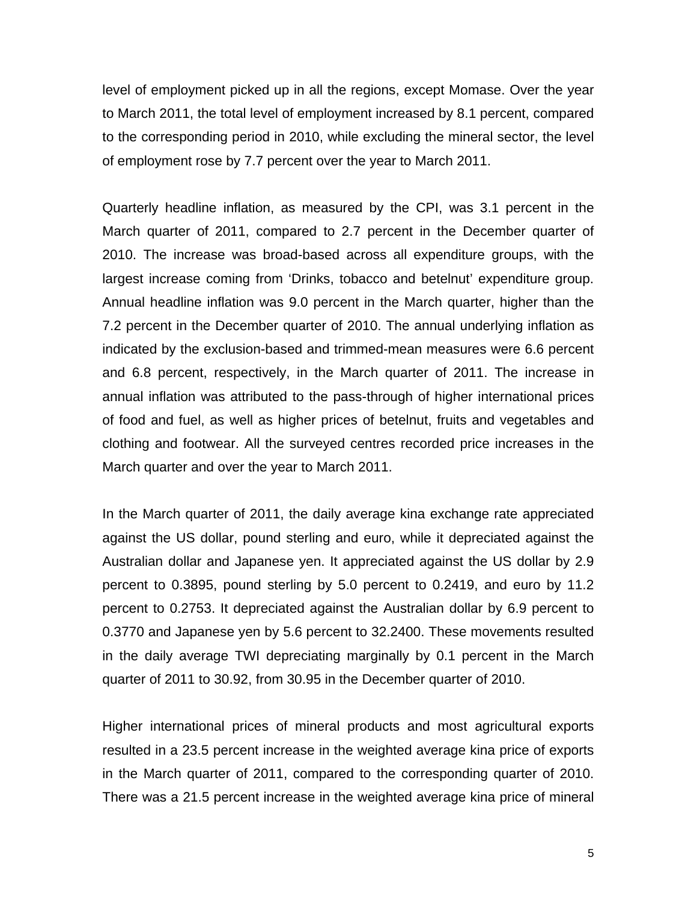level of employment picked up in all the regions, except Momase. Over the year to March 2011, the total level of employment increased by 8.1 percent, compared to the corresponding period in 2010, while excluding the mineral sector, the level of employment rose by 7.7 percent over the year to March 2011.

Quarterly headline inflation, as measured by the CPI, was 3.1 percent in the March quarter of 2011, compared to 2.7 percent in the December quarter of 2010. The increase was broad-based across all expenditure groups, with the largest increase coming from 'Drinks, tobacco and betelnut' expenditure group. Annual headline inflation was 9.0 percent in the March quarter, higher than the 7.2 percent in the December quarter of 2010. The annual underlying inflation as indicated by the exclusion-based and trimmed-mean measures were 6.6 percent and 6.8 percent, respectively, in the March quarter of 2011. The increase in annual inflation was attributed to the pass-through of higher international prices of food and fuel, as well as higher prices of betelnut, fruits and vegetables and clothing and footwear. All the surveyed centres recorded price increases in the March quarter and over the year to March 2011.

In the March quarter of 2011, the daily average kina exchange rate appreciated against the US dollar, pound sterling and euro, while it depreciated against the Australian dollar and Japanese yen. It appreciated against the US dollar by 2.9 percent to 0.3895, pound sterling by 5.0 percent to 0.2419, and euro by 11.2 percent to 0.2753. It depreciated against the Australian dollar by 6.9 percent to 0.3770 and Japanese yen by 5.6 percent to 32.2400. These movements resulted in the daily average TWI depreciating marginally by 0.1 percent in the March quarter of 2011 to 30.92, from 30.95 in the December quarter of 2010.

Higher international prices of mineral products and most agricultural exports resulted in a 23.5 percent increase in the weighted average kina price of exports in the March quarter of 2011, compared to the corresponding quarter of 2010. There was a 21.5 percent increase in the weighted average kina price of mineral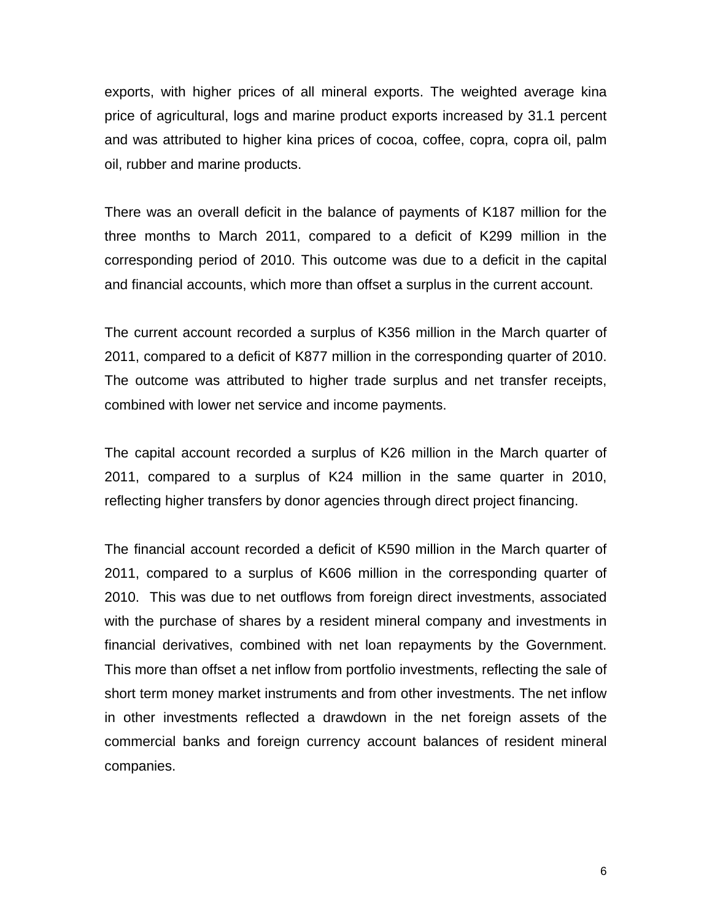exports, with higher prices of all mineral exports. The weighted average kina price of agricultural, logs and marine product exports increased by 31.1 percent and was attributed to higher kina prices of cocoa, coffee, copra, copra oil, palm oil, rubber and marine products.

There was an overall deficit in the balance of payments of K187 million for the three months to March 2011, compared to a deficit of K299 million in the corresponding period of 2010. This outcome was due to a deficit in the capital and financial accounts, which more than offset a surplus in the current account.

The current account recorded a surplus of K356 million in the March quarter of 2011, compared to a deficit of K877 million in the corresponding quarter of 2010. The outcome was attributed to higher trade surplus and net transfer receipts, combined with lower net service and income payments.

The capital account recorded a surplus of K26 million in the March quarter of 2011, compared to a surplus of K24 million in the same quarter in 2010, reflecting higher transfers by donor agencies through direct project financing.

The financial account recorded a deficit of K590 million in the March quarter of 2011, compared to a surplus of K606 million in the corresponding quarter of 2010. This was due to net outflows from foreign direct investments, associated with the purchase of shares by a resident mineral company and investments in financial derivatives, combined with net loan repayments by the Government. This more than offset a net inflow from portfolio investments, reflecting the sale of short term money market instruments and from other investments. The net inflow in other investments reflected a drawdown in the net foreign assets of the commercial banks and foreign currency account balances of resident mineral companies.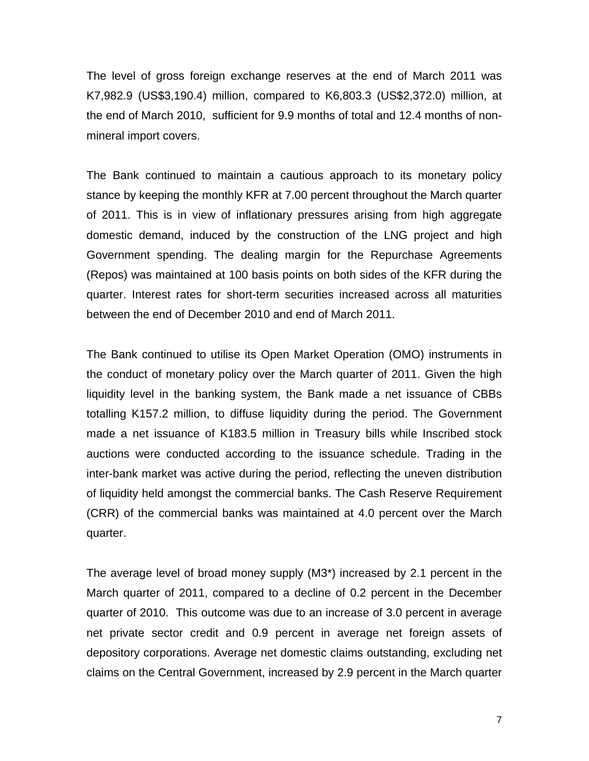The level of gross foreign exchange reserves at the end of March 2011 was K7,982.9 (US$3,190.4) million, compared to K6,803.3 (US$2,372.0) million, at the end of March 2010, sufficient for 9.9 months of total and 12.4 months of non-mineral import covers.

The Bank continued to maintain a cautious approach to its monetary policy stance by keeping the monthly KFR at 7.00 percent throughout the March quarter of 2011. This is in view of inflationary pressures arising from high aggregate domestic demand, induced by the construction of the LNG project and high Government spending. The dealing margin for the Repurchase Agreements (Repos) was maintained at 100 basis points on both sides of the KFR during the quarter. Interest rates for short-term securities increased across all maturities between the end of December 2010 and end of March 2011.

The Bank continued to utilise its Open Market Operation (OMO) instruments in the conduct of monetary policy over the March quarter of 2011. Given the high liquidity level in the banking system, the Bank made a net issuance of CBBs totalling K157.2 million, to diffuse liquidity during the period. The Government made a net issuance of K183.5 million in Treasury bills while Inscribed stock auctions were conducted according to the issuance schedule. Trading in the inter-bank market was active during the period, reflecting the uneven distribution of liquidity held amongst the commercial banks. The Cash Reserve Requirement (CRR) of the commercial banks was maintained at 4.0 percent over the March quarter.

The average level of broad money supply (M3*) increased by 2.1 percent in the March quarter of 2011, compared to a decline of 0.2 percent in the December quarter of 2010. This outcome was due to an increase of 3.0 percent in average net private sector credit and 0.9 percent in average net foreign assets of depository corporations. Average net domestic claims outstanding, excluding net claims on the Central Government, increased by 2.9 percent in the March quarter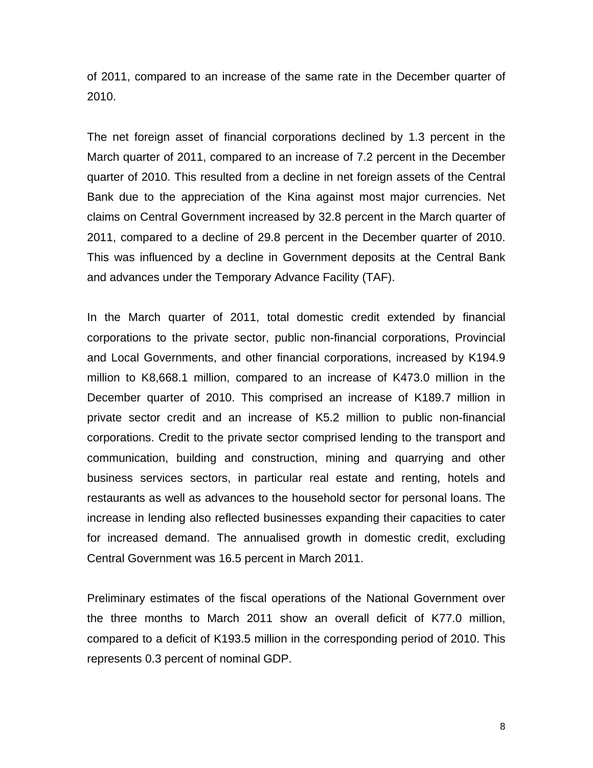of 2011, compared to an increase of the same rate in the December quarter of 2010.

The net foreign asset of financial corporations declined by 1.3 percent in the March quarter of 2011, compared to an increase of 7.2 percent in the December quarter of 2010. This resulted from a decline in net foreign assets of the Central Bank due to the appreciation of the Kina against most major currencies. Net claims on Central Government increased by 32.8 percent in the March quarter of 2011, compared to a decline of 29.8 percent in the December quarter of 2010. This was influenced by a decline in Government deposits at the Central Bank and advances under the Temporary Advance Facility (TAF).

In the March quarter of 2011, total domestic credit extended by financial corporations to the private sector, public non-financial corporations, Provincial and Local Governments, and other financial corporations, increased by K194.9 million to K8,668.1 million, compared to an increase of K473.0 million in the December quarter of 2010. This comprised an increase of K189.7 million in private sector credit and an increase of K5.2 million to public non-financial corporations. Credit to the private sector comprised lending to the transport and communication, building and construction, mining and quarrying and other business services sectors, in particular real estate and renting, hotels and restaurants as well as advances to the household sector for personal loans. The increase in lending also reflected businesses expanding their capacities to cater for increased demand. The annualised growth in domestic credit, excluding Central Government was 16.5 percent in March 2011.

Preliminary estimates of the fiscal operations of the National Government over the three months to March 2011 show an overall deficit of K77.0 million, compared to a deficit of K193.5 million in the corresponding period of 2010. This represents 0.3 percent of nominal GDP.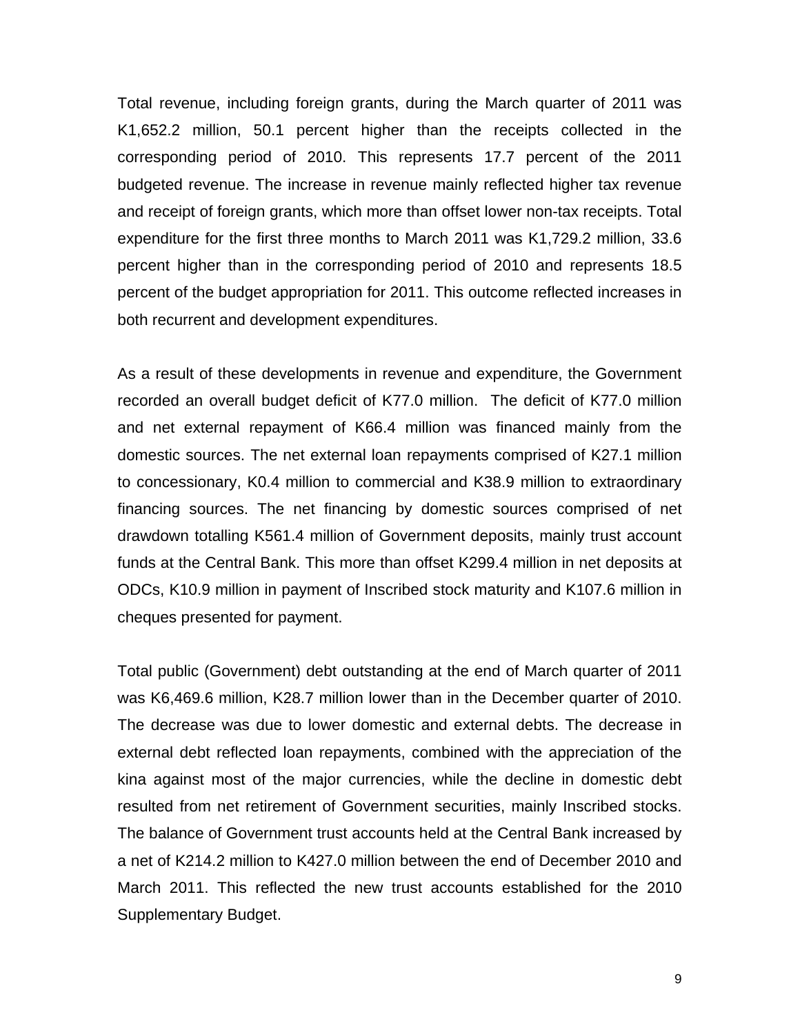Total revenue, including foreign grants, during the March quarter of 2011 was K1,652.2 million, 50.1 percent higher than the receipts collected in the corresponding period of 2010. This represents 17.7 percent of the 2011 budgeted revenue. The increase in revenue mainly reflected higher tax revenue and receipt of foreign grants, which more than offset lower non-tax receipts. Total expenditure for the first three months to March 2011 was K1,729.2 million, 33.6 percent higher than in the corresponding period of 2010 and represents 18.5 percent of the budget appropriation for 2011. This outcome reflected increases in both recurrent and development expenditures.

As a result of these developments in revenue and expenditure, the Government recorded an overall budget deficit of K77.0 million. The deficit of K77.0 million and net external repayment of K66.4 million was financed mainly from the domestic sources. The net external loan repayments comprised of K27.1 million to concessionary, K0.4 million to commercial and K38.9 million to extraordinary financing sources. The net financing by domestic sources comprised of net drawdown totalling K561.4 million of Government deposits, mainly trust account funds at the Central Bank. This more than offset K299.4 million in net deposits at ODCs, K10.9 million in payment of Inscribed stock maturity and K107.6 million in cheques presented for payment.

Total public (Government) debt outstanding at the end of March quarter of 2011 was K6,469.6 million, K28.7 million lower than in the December quarter of 2010. The decrease was due to lower domestic and external debts. The decrease in external debt reflected loan repayments, combined with the appreciation of the kina against most of the major currencies, while the decline in domestic debt resulted from net retirement of Government securities, mainly Inscribed stocks. The balance of Government trust accounts held at the Central Bank increased by a net of K214.2 million to K427.0 million between the end of December 2010 and March 2011. This reflected the new trust accounts established for the 2010 Supplementary Budget.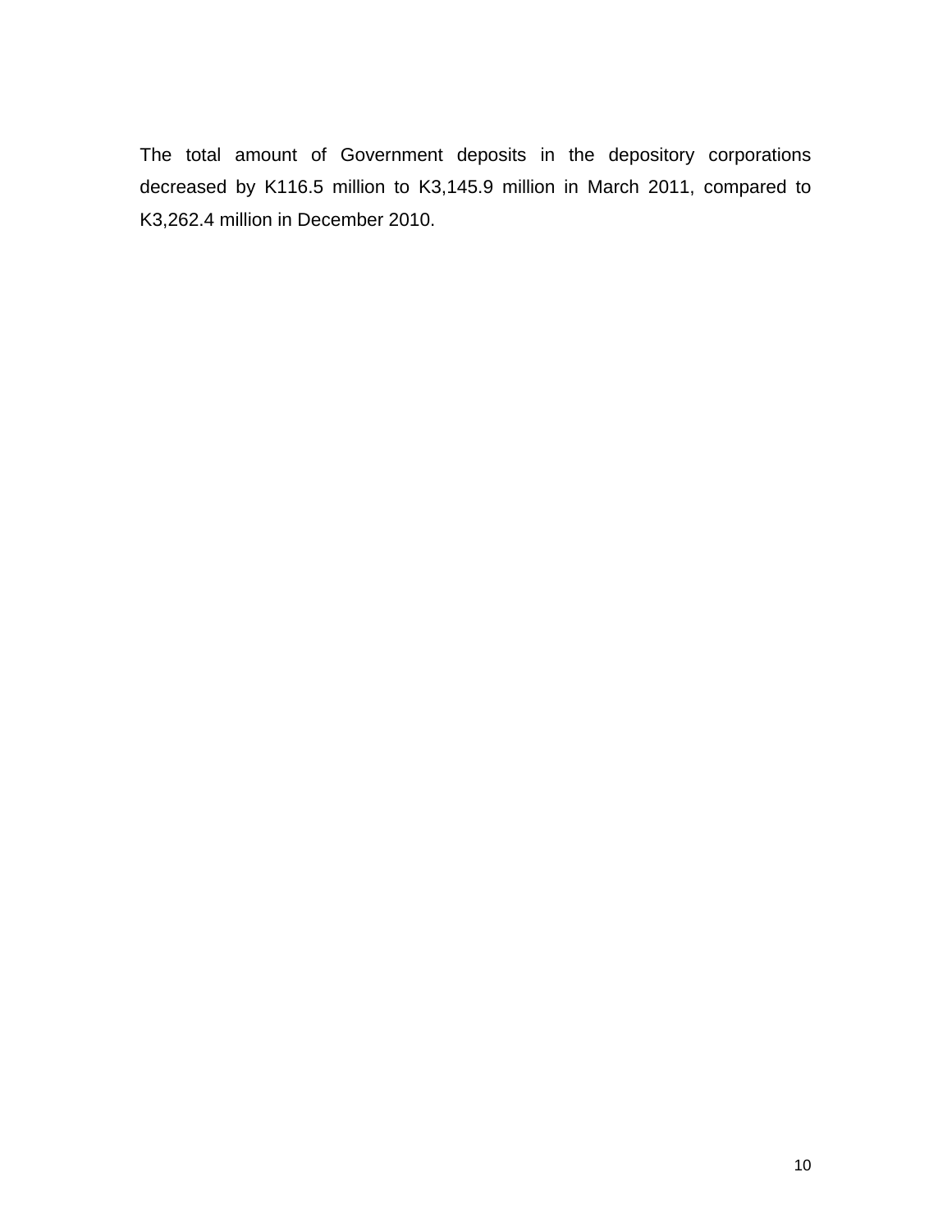The total amount of Government deposits in the depository corporations decreased by K116.5 million to K3,145.9 million in March 2011, compared to K3,262.4 million in December 2010.